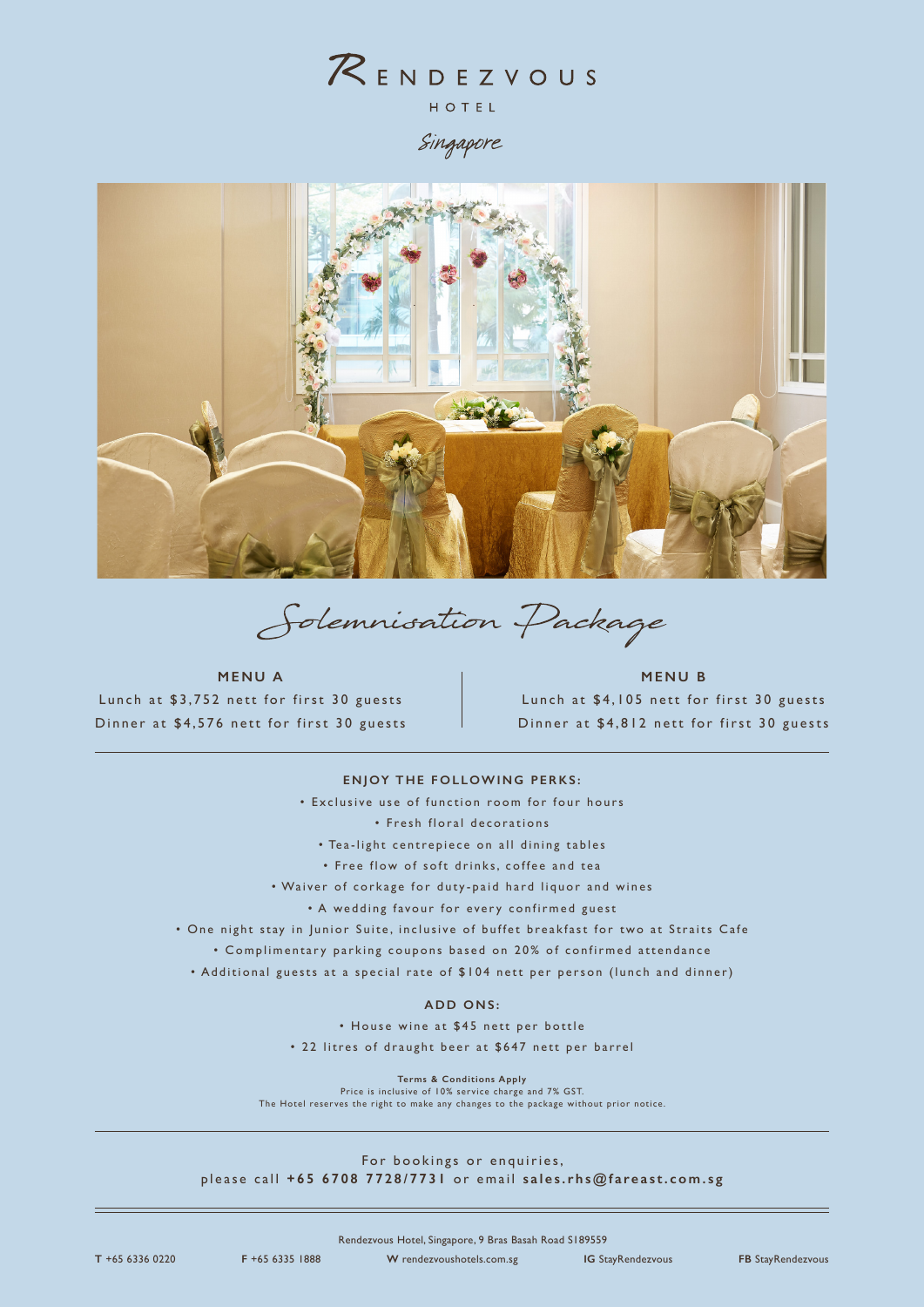# Rendezvous Hotel

HOTEL

*Singapore*

## Solemnisation Package

| MENU A | MENU B |
|---|---|
| Lunch at $3,752 nett for first 30 guests | Lunch at $4,105 nett for first 30 guests |
| Dinner at $4,576 nett for first 30 guests | Dinner at $4,812 nett for first 30 guests |

### ENJOY THE FOLLOWING PERKS:

- Exclusive use of function room for four hours
- Fresh floral decorations
- Tea-light centrepiece on all dining tables
- Free flow of soft drinks, coffee and tea
- Waiver of corkage for duty-paid hard liquor and wines
- A wedding favour for every confirmed guest
- One night stay in Junior Suite, inclusive of buffet breakfast for two at Straits Cafe
- Complimentary parking coupons based on 20% of confirmed attendance
- Additional guests at a special rate of $104 nett per person (lunch and dinner)

### ADD ONS:

- House wine at $45 nett per bottle
- 22 litres of draught beer at $647 nett per barrel

**Terms & Conditions Apply**
Price is inclusive of 10% service charge and 7% GST.
The Hotel reserves the right to make any changes to the package without prior notice.

For bookings or enquiries,
please call **+65 6708 7728/7731** or email **sales.rhs@fareast.com.sg**

Rendezvous Hotel, Singapore, 9 Bras Basah Road S189559

**T** +65 6336 0220 **F** +65 6335 1888 **W** rendezvoushotels.com.sg **IG** StayRendezvous **FB** StayRendezvous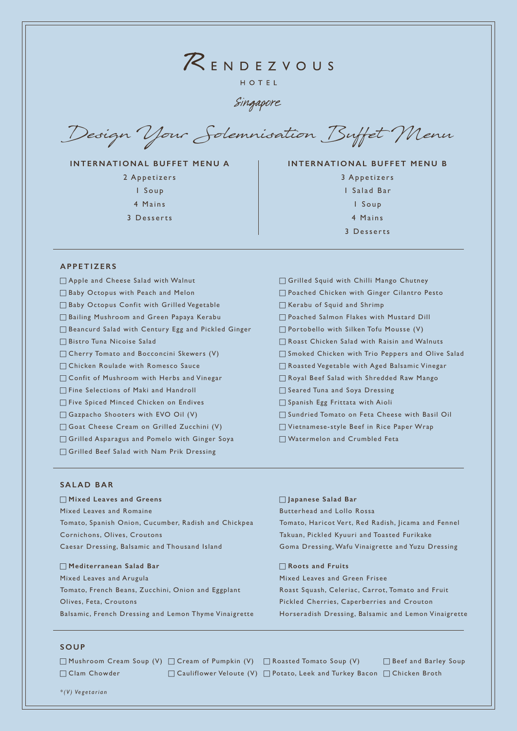# RENDEZVOUS

HOTEL

Singapore

## Design Your Solemnisation Buffet Menu

### INTERNATIONAL BUFFET MENU A

2 Appetizers
1 Soup
4 Mains
3 Desserts

### INTERNATIONAL BUFFET MENU B

3 Appetizers
1 Salad Bar
1 Soup
4 Mains
3 Desserts

### APPETIZERS

- ☐ Apple and Cheese Salad with Walnut
- ☐ Baby Octopus with Peach and Melon
- ☐ Baby Octopus Confit with Grilled Vegetable
- ☐ Bailing Mushroom and Green Papaya Kerabu
- ☐ Beancurd Salad with Century Egg and Pickled Ginger
- ☐ Bistro Tuna Nicoise Salad
- ☐ Cherry Tomato and Bocconcini Skewers (V)
- ☐ Chicken Roulade with Romesco Sauce
- ☐ Confit of Mushroom with Herbs and Vinegar
- ☐ Fine Selections of Maki and Handroll
- ☐ Five Spiced Minced Chicken on Endives
- ☐ Gazpacho Shooters with EVO Oil (V)
- ☐ Goat Cheese Cream on Grilled Zucchini (V)
- ☐ Grilled Asparagus and Pomelo with Ginger Soya
- ☐ Grilled Beef Salad with Nam Prik Dressing
- ☐ Grilled Squid with Chilli Mango Chutney
- ☐ Poached Chicken with Ginger Cilantro Pesto
- ☐ Kerabu of Squid and Shrimp
- ☐ Poached Salmon Flakes with Mustard Dill
- ☐ Portobello with Silken Tofu Mousse (V)
- ☐ Roast Chicken Salad with Raisin and Walnuts
- ☐ Smoked Chicken with Trio Peppers and Olive Salad
- ☐ Roasted Vegetable with Aged Balsamic Vinegar
- ☐ Royal Beef Salad with Shredded Raw Mango
- ☐ Seared Tuna and Soya Dressing
- ☐ Spanish Egg Frittata with Aioli
- ☐ Sundried Tomato on Feta Cheese with Basil Oil
- ☐ Vietnamese-style Beef in Rice Paper Wrap
- ☐ Watermelon and Crumbled Feta

### SALAD BAR

☐ **Mixed Leaves and Greens**
Mixed Leaves and Romaine
Tomato, Spanish Onion, Cucumber, Radish and Chickpea
Cornichons, Olives, Croutons
Caesar Dressing, Balsamic and Thousand Island

☐ **Mediterranean Salad Bar**
Mixed Leaves and Arugula
Tomato, French Beans, Zucchini, Onion and Eggplant
Olives, Feta, Croutons
Balsamic, French Dressing and Lemon Thyme Vinaigrette

☐ **Japanese Salad Bar**
Butterhead and Lollo Rossa
Tomato, Haricot Vert, Red Radish, Jicama and Fennel
Takuan, Pickled Kyuuri and Toasted Furikake
Goma Dressing, Wafu Vinaigrette and Yuzu Dressing

☐ **Roots and Fruits**
Mixed Leaves and Green Frisee
Roast Squash, Celeriac, Carrot, Tomato and Fruit
Pickled Cherries, Caperberries and Crouton
Horseradish Dressing, Balsamic and Lemon Vinaigrette

### SOUP

- ☐ Mushroom Cream Soup (V)
- ☐ Cream of Pumpkin (V)
- ☐ Roasted Tomato Soup (V)
- ☐ Beef and Barley Soup
- ☐ Clam Chowder
- ☐ Cauliflower Veloute (V)
- ☐ Potato, Leek and Turkey Bacon
- ☐ Chicken Broth

*\*(V) Vegetarian*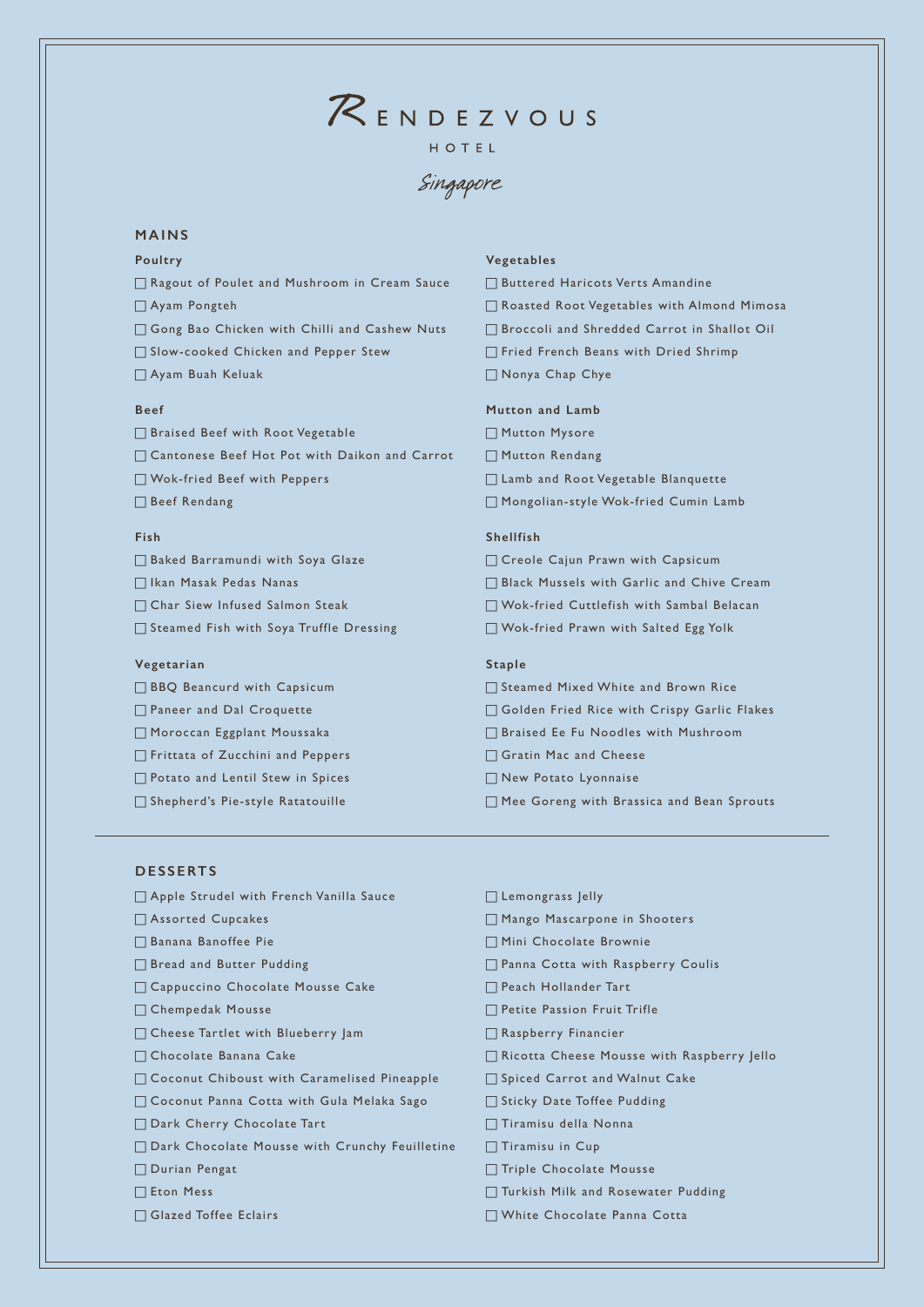# Rendezvous Hotel

HOTEL

*Singapore*

## MAINS

### Poultry

- ☐ Ragout of Poulet and Mushroom in Cream Sauce
- ☐ Ayam Pongteh
- ☐ Gong Bao Chicken with Chilli and Cashew Nuts
- ☐ Slow-cooked Chicken and Pepper Stew
- ☐ Ayam Buah Keluak

### Beef

- ☐ Braised Beef with Root Vegetable
- ☐ Cantonese Beef Hot Pot with Daikon and Carrot
- ☐ Wok-fried Beef with Peppers
- ☐ Beef Rendang

### Fish

- ☐ Baked Barramundi with Soya Glaze
- ☐ Ikan Masak Pedas Nanas
- ☐ Char Siew Infused Salmon Steak
- ☐ Steamed Fish with Soya Truffle Dressing

### Vegetarian

- ☐ BBQ Beancurd with Capsicum
- ☐ Paneer and Dal Croquette
- ☐ Moroccan Eggplant Moussaka
- ☐ Frittata of Zucchini and Peppers
- ☐ Potato and Lentil Stew in Spices
- ☐ Shepherd's Pie-style Ratatouille

### Vegetables

- ☐ Buttered Haricots Verts Amandine
- ☐ Roasted Root Vegetables with Almond Mimosa
- ☐ Broccoli and Shredded Carrot in Shallot Oil
- ☐ Fried French Beans with Dried Shrimp
- ☐ Nonya Chap Chye

### Mutton and Lamb

- ☐ Mutton Mysore
- ☐ Mutton Rendang
- ☐ Lamb and Root Vegetable Blanquette
- ☐ Mongolian-style Wok-fried Cumin Lamb

### Shellfish

- ☐ Creole Cajun Prawn with Capsicum
- ☐ Black Mussels with Garlic and Chive Cream
- ☐ Wok-fried Cuttlefish with Sambal Belacan
- ☐ Wok-fried Prawn with Salted Egg Yolk

### Staple

- ☐ Steamed Mixed White and Brown Rice
- ☐ Golden Fried Rice with Crispy Garlic Flakes
- ☐ Braised Ee Fu Noodles with Mushroom
- ☐ Gratin Mac and Cheese
- ☐ New Potato Lyonnaise
- ☐ Mee Goreng with Brassica and Bean Sprouts

## DESSERTS

- ☐ Apple Strudel with French Vanilla Sauce
- ☐ Assorted Cupcakes
- ☐ Banana Banoffee Pie
- ☐ Bread and Butter Pudding
- ☐ Cappuccino Chocolate Mousse Cake
- ☐ Chempedak Mousse
- ☐ Cheese Tartlet with Blueberry Jam
- ☐ Chocolate Banana Cake
- ☐ Coconut Chiboust with Caramelised Pineapple
- ☐ Coconut Panna Cotta with Gula Melaka Sago
- ☐ Dark Cherry Chocolate Tart
- ☐ Dark Chocolate Mousse with Crunchy Feuilletine
- ☐ Durian Pengat
- ☐ Eton Mess
- ☐ Glazed Toffee Eclairs
- ☐ Lemongrass Jelly
- ☐ Mango Mascarpone in Shooters
- ☐ Mini Chocolate Brownie
- ☐ Panna Cotta with Raspberry Coulis
- ☐ Peach Hollander Tart
- ☐ Petite Passion Fruit Trifle
- ☐ Raspberry Financier
- ☐ Ricotta Cheese Mousse with Raspberry Jello
- ☐ Spiced Carrot and Walnut Cake
- ☐ Sticky Date Toffee Pudding
- ☐ Tiramisu della Nonna
- ☐ Tiramisu in Cup
- ☐ Triple Chocolate Mousse
- ☐ Turkish Milk and Rosewater Pudding
- ☐ White Chocolate Panna Cotta